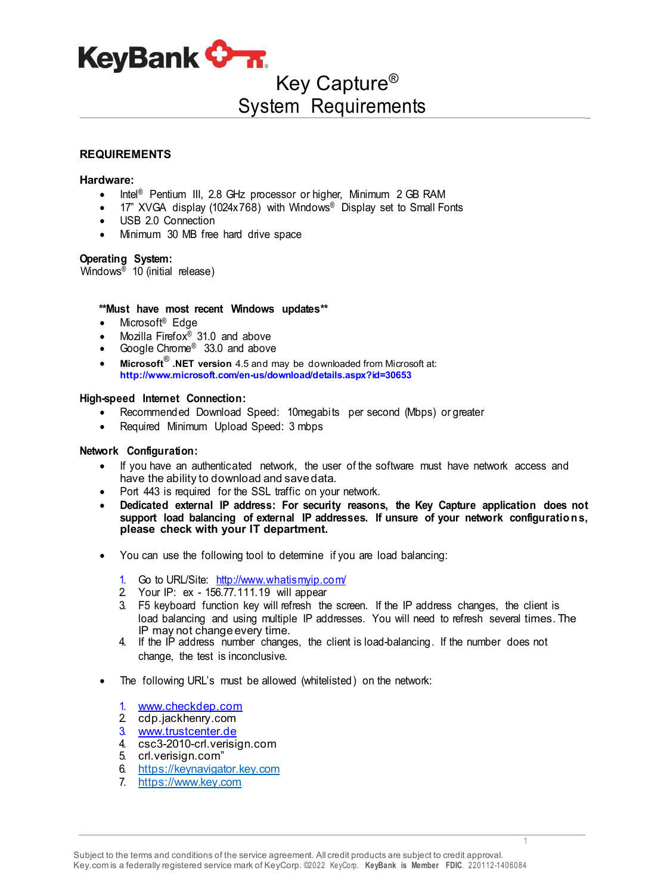KeyBank

# Key Capture®
# System Requirements

## REQUIREMENTS

**Hardware:**

- Intel® Pentium III, 2.8 GHz processor or higher, Minimum 2 GB RAM
- 17" XVGA display (1024x768) with Windows® Display set to Small Fonts
- USB 2.0 Connection
- Minimum 30 MB free hard drive space

**Operating System:**
Windows® 10 (initial release)

**\*\*Must have most recent Windows updates\*\***

- Microsoft® Edge
- Mozilla Firefox® 31.0 and above
- Google Chrome® 33.0 and above
- **Microsoft® .NET version** 4.5 and may be downloaded from Microsoft at: **http://www.microsoft.com/en-us/download/details.aspx?id=30653**

**High-speed Internet Connection:**

- Recommended Download Speed: 10megabits per second (Mbps) or greater
- Required Minimum Upload Speed: 3 mbps

**Network Configuration:**

- If you have an authenticated network, the user of the software must have network access and have the ability to download and save data.
- Port 443 is required for the SSL traffic on your network.
- **Dedicated external IP address: For security reasons, the Key Capture application does not support load balancing of external IP addresses. If unsure of your network configurations, please check with your IT department.**

- You can use the following tool to determine if you are load balancing:

  1. Go to URL/Site: http://www.whatismyip.com/
  2. Your IP: ex - 156.77.111.19 will appear
  3. F5 keyboard function key will refresh the screen. If the IP address changes, the client is load balancing and using multiple IP addresses. You will need to refresh several times. The IP may not change every time.
  4. If the IP address number changes, the client is load-balancing. If the number does not change, the test is inconclusive.

- The following URL's must be allowed (whitelisted) on the network:

  1. www.checkdep.com
  2. cdp.jackhenry.com
  3. www.trustcenter.de
  4. csc3-2010-crl.verisign.com
  5. crl.verisign.com"
  6. https://keynavigator.key.com
  7. https://www.key.com

Subject to the terms and conditions of the service agreement. All credit products are subject to credit approval.
Key.com is a federally registered service mark of KeyCorp. ©2022 KeyCorp. **KeyBank is Member FDIC.** 220112-1406084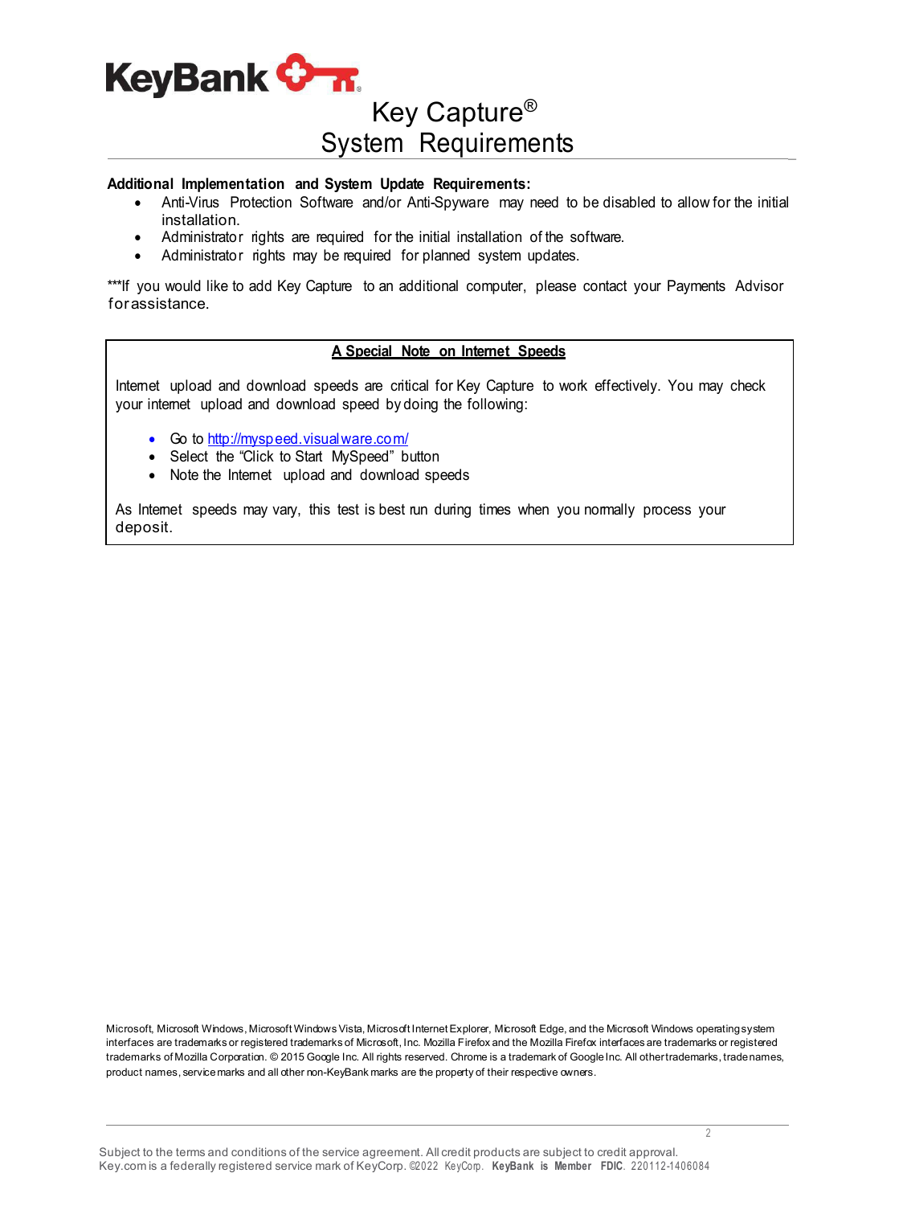# Key Capture®
# System Requirements

**Additional Implementation and System Update Requirements:**

- Anti-Virus Protection Software and/or Anti-Spyware may need to be disabled to allow for the initial installation.
- Administrator rights are required for the initial installation of the software.
- Administrator rights may be required for planned system updates.

***If you would like to add Key Capture to an additional computer, please contact your Payments Advisor for assistance.

**A Special Note on Internet Speeds**

Internet upload and download speeds are critical for Key Capture to work effectively. You may check your internet upload and download speed by doing the following:

- Go to [http://myspeed.visualware.com/](http://myspeed.visualware.com/)
- Select the "Click to Start MySpeed" button
- Note the Internet upload and download speeds

As Internet speeds may vary, this test is best run during times when you normally process your deposit.

Microsoft, Microsoft Windows, Microsoft Windows Vista, Microsoft Internet Explorer, Microsoft Edge, and the Microsoft Windows operating system interfaces are trademarks or registered trademarks of Microsoft, Inc. Mozilla Firefox and the Mozilla Firefox interfaces are trademarks or registered trademarks of Mozilla Corporation. © 2015 Google Inc. All rights reserved. Chrome is a trademark of Google Inc. All other trademarks, tradenames, product names, service marks and all other non-KeyBank marks are the property of their respective owners.

Subject to the terms and conditions of the service agreement. All credit products are subject to credit approval.
Key.com is a federally registered service mark of KeyCorp. ©2022 KeyCorp. **KeyBank is Member FDIC.** 220112-1406084